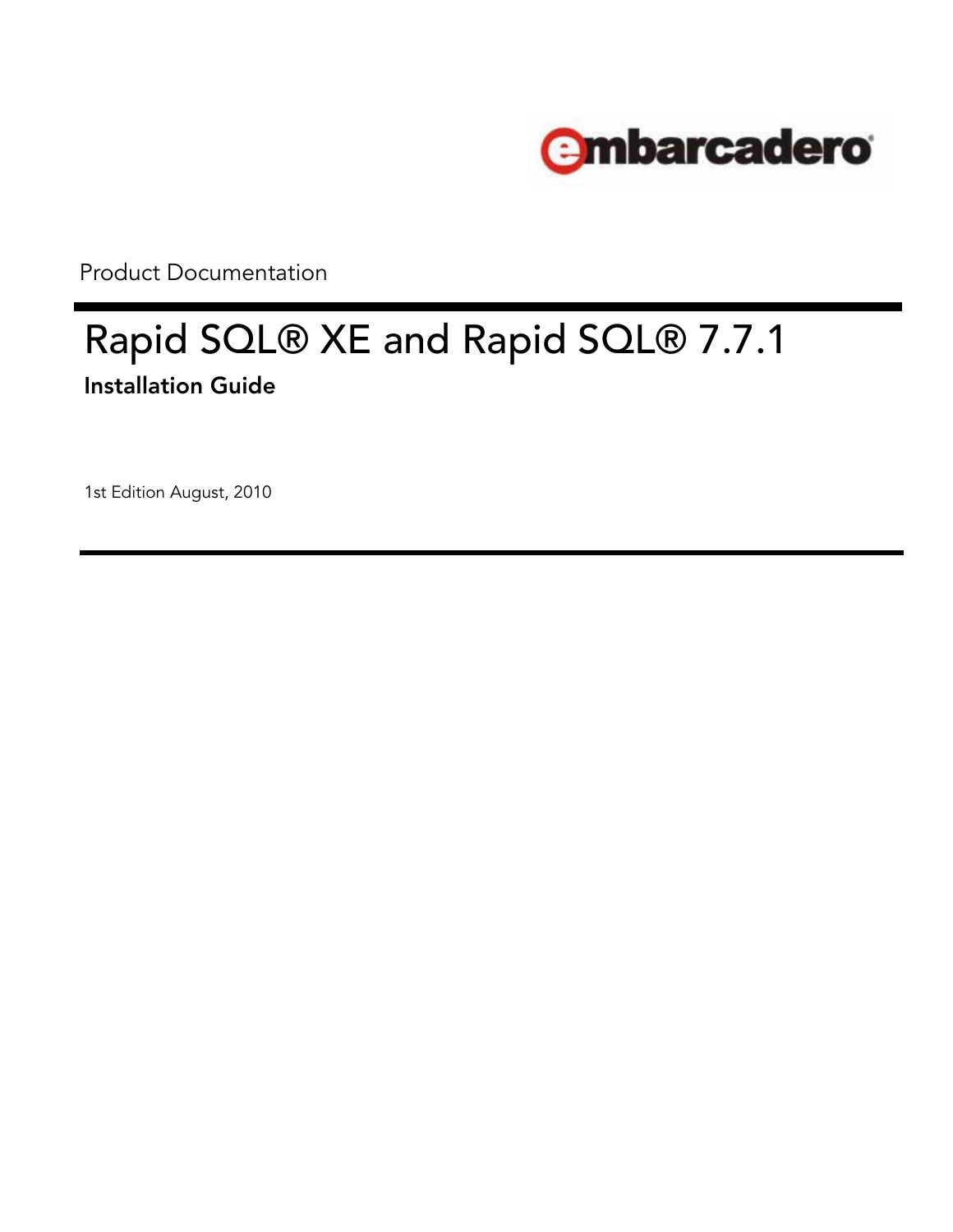embarcadero

Product Documentation

# Rapid SQL® XE and Rapid SQL® 7.7.1

## Installation Guide

1st Edition August, 2010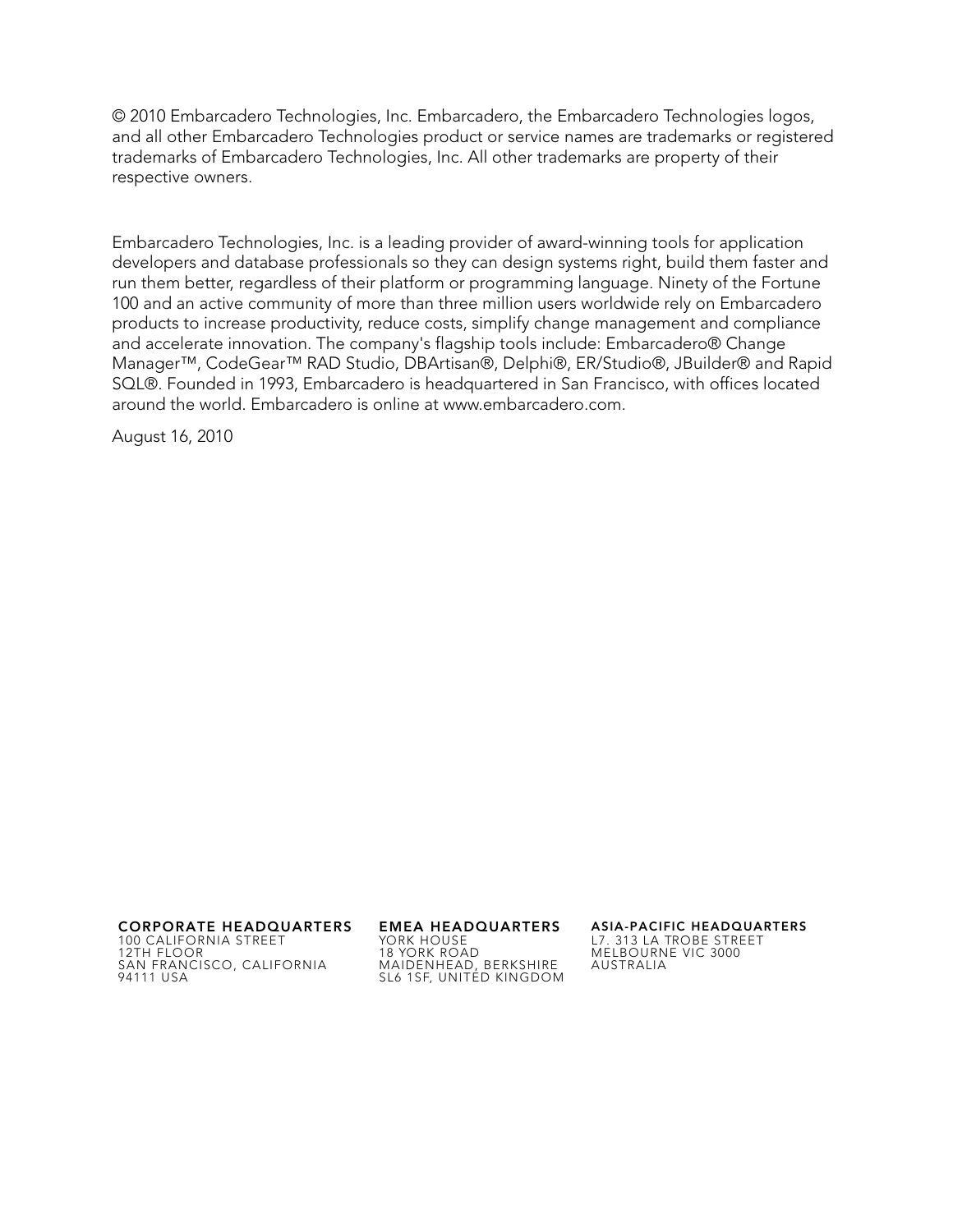© 2010 Embarcadero Technologies, Inc. Embarcadero, the Embarcadero Technologies logos, and all other Embarcadero Technologies product or service names are trademarks or registered trademarks of Embarcadero Technologies, Inc. All other trademarks are property of their respective owners.

Embarcadero Technologies, Inc. is a leading provider of award-winning tools for application developers and database professionals so they can design systems right, build them faster and run them better, regardless of their platform or programming language. Ninety of the Fortune 100 and an active community of more than three million users worldwide rely on Embarcadero products to increase productivity, reduce costs, simplify change management and compliance and accelerate innovation. The company's flagship tools include: Embarcadero® Change Manager™, CodeGear™ RAD Studio, DBArtisan®, Delphi®, ER/Studio®, JBuilder® and Rapid SQL®. Founded in 1993, Embarcadero is headquartered in San Francisco, with offices located around the world. Embarcadero is online at www.embarcadero.com.

August 16, 2010

**CORPORATE HEADQUARTERS**
100 CALIFORNIA STREET
12TH FLOOR
SAN FRANCISCO, CALIFORNIA
94111 USA

**EMEA HEADQUARTERS**
YORK HOUSE
18 YORK ROAD
MAIDENHEAD, BERKSHIRE
SL6 1SF, UNITED KINGDOM

**ASIA-PACIFIC HEADQUARTERS**
L7. 313 LA TROBE STREET
MELBOURNE VIC 3000
AUSTRALIA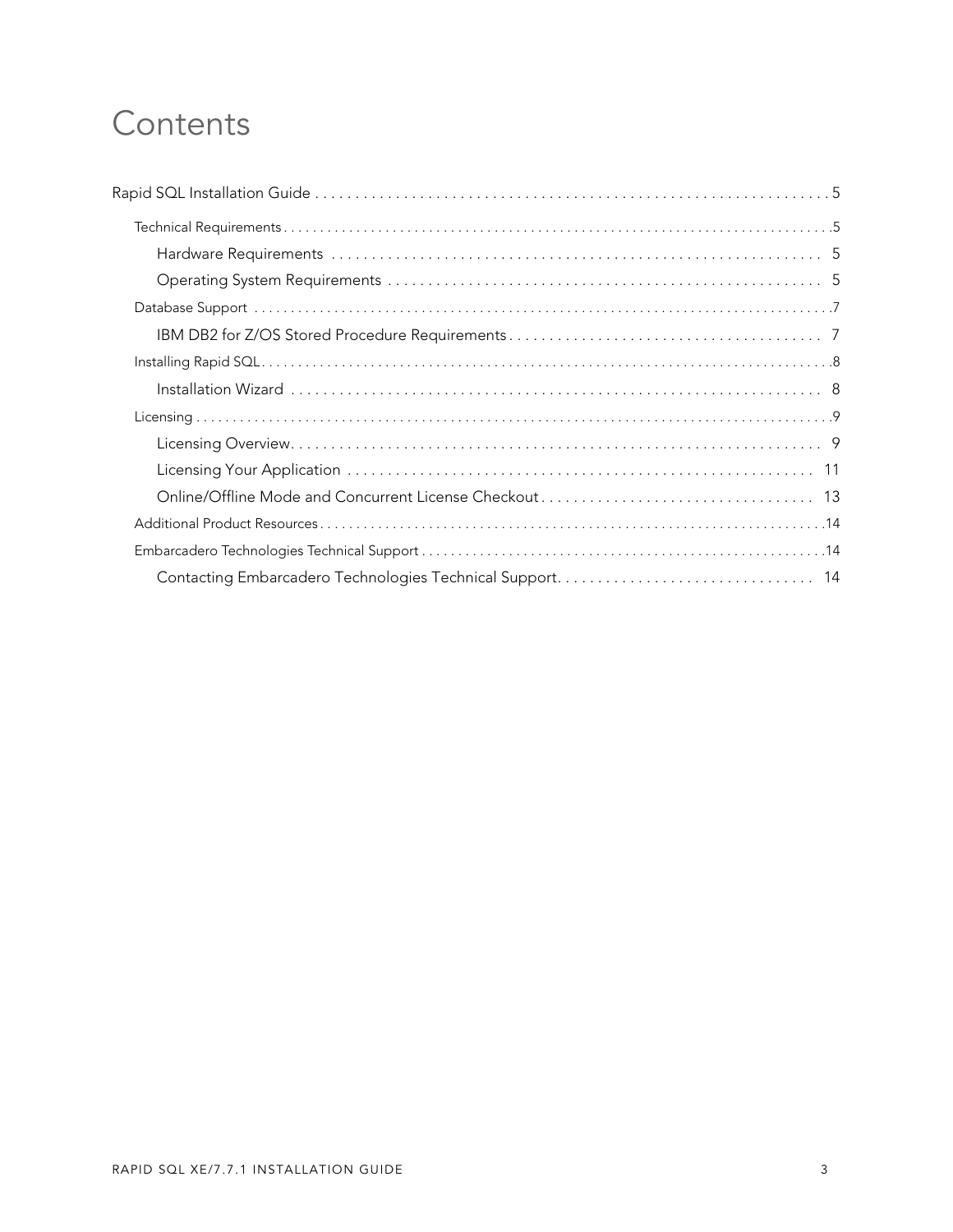# Contents

Rapid SQL Installation Guide . . . . . . . . . . . . . . . . . . . . . . . . . . . . . . . . . . . . . . . . . . . . . . . . . . . . . . . . . . . . . . 5

- Technical Requirements . . . . . . . . . . . . . . . . . . . . . . . . . . . . . . . . . . . . . . . . . . . . . . . . . . . . . . . . . . . . . . . . . . . . . . . . . . . . 5
  - Hardware Requirements . . . . . . . . . . . . . . . . . . . . . . . . . . . . . . . . . . . . . . . . . . . . . . . . . . . . . . . . . . . . 5
  - Operating System Requirements . . . . . . . . . . . . . . . . . . . . . . . . . . . . . . . . . . . . . . . . . . . . . . . . . . . . . 5
- Database Support . . . . . . . . . . . . . . . . . . . . . . . . . . . . . . . . . . . . . . . . . . . . . . . . . . . . . . . . . . . . . . . . . . . . . . . . . . . . . . . . 7
  - IBM DB2 for Z/OS Stored Procedure Requirements . . . . . . . . . . . . . . . . . . . . . . . . . . . . . . . . . . . . . . 7
- Installing Rapid SQL . . . . . . . . . . . . . . . . . . . . . . . . . . . . . . . . . . . . . . . . . . . . . . . . . . . . . . . . . . . . . . . . . . . . . . . . . . . . . . 8
  - Installation Wizard . . . . . . . . . . . . . . . . . . . . . . . . . . . . . . . . . . . . . . . . . . . . . . . . . . . . . . . . . . . . . . . . . 8
- Licensing . . . . . . . . . . . . . . . . . . . . . . . . . . . . . . . . . . . . . . . . . . . . . . . . . . . . . . . . . . . . . . . . . . . . . . . . . . . . . . . . . . . . . . . . . 9
  - Licensing Overview. . . . . . . . . . . . . . . . . . . . . . . . . . . . . . . . . . . . . . . . . . . . . . . . . . . . . . . . . . . . . . . . . 9
  - Licensing Your Application . . . . . . . . . . . . . . . . . . . . . . . . . . . . . . . . . . . . . . . . . . . . . . . . . . . . . . . . . 11
  - Online/Offline Mode and Concurrent License Checkout . . . . . . . . . . . . . . . . . . . . . . . . . . . . . . . . . 13
- Additional Product Resources . . . . . . . . . . . . . . . . . . . . . . . . . . . . . . . . . . . . . . . . . . . . . . . . . . . . . . . . . . . . . . . . . . . . . . 14
- Embarcadero Technologies Technical Support . . . . . . . . . . . . . . . . . . . . . . . . . . . . . . . . . . . . . . . . . . . . . . . . . . . . . . 14
  - Contacting Embarcadero Technologies Technical Support. . . . . . . . . . . . . . . . . . . . . . . . . . . . . . . 14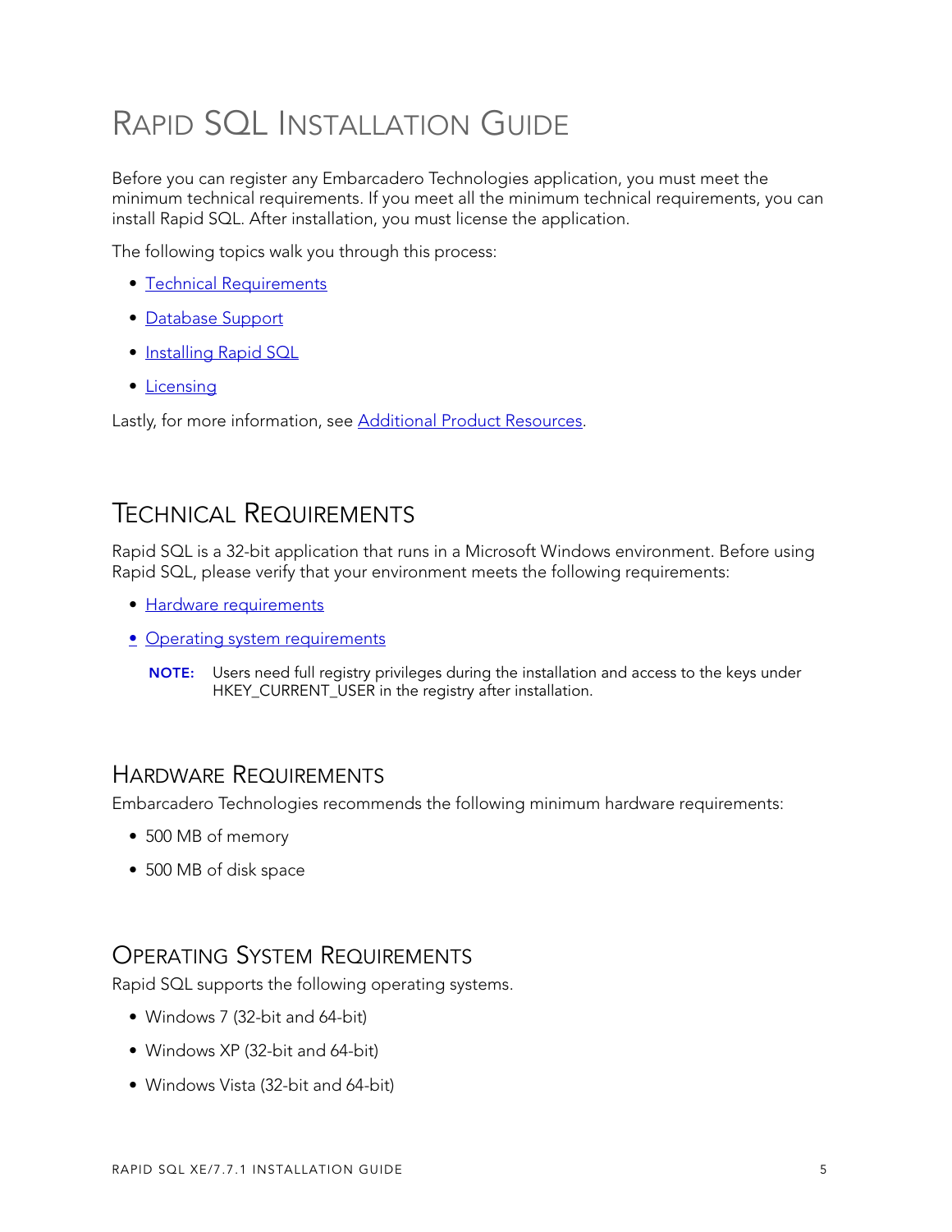# Rapid SQL Installation Guide

Before you can register any Embarcadero Technologies application, you must meet the minimum technical requirements. If you meet all the minimum technical requirements, you can install Rapid SQL. After installation, you must license the application.

The following topics walk you through this process:

- Technical Requirements
- Database Support
- Installing Rapid SQL
- Licensing

Lastly, for more information, see Additional Product Resources.

## Technical Requirements

Rapid SQL is a 32-bit application that runs in a Microsoft Windows environment. Before using Rapid SQL, please verify that your environment meets the following requirements:

- Hardware requirements
- Operating system requirements

**NOTE:** Users need full registry privileges during the installation and access to the keys under HKEY_CURRENT_USER in the registry after installation.

### Hardware Requirements

Embarcadero Technologies recommends the following minimum hardware requirements:

- 500 MB of memory
- 500 MB of disk space

### Operating System Requirements

Rapid SQL supports the following operating systems.

- Windows 7 (32-bit and 64-bit)
- Windows XP (32-bit and 64-bit)
- Windows Vista (32-bit and 64-bit)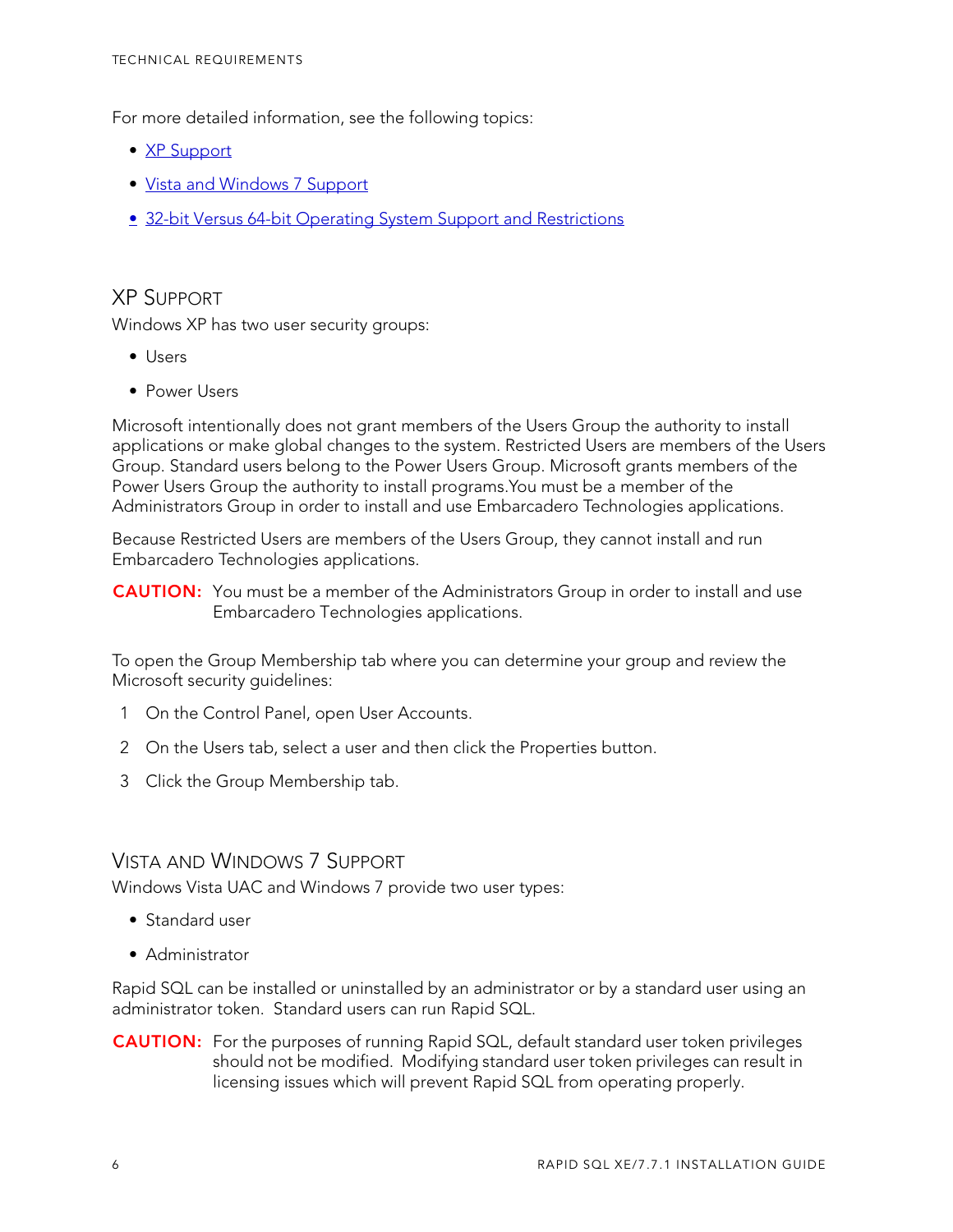For more detailed information, see the following topics:

- XP Support
- Vista and Windows 7 Support
- 32-bit Versus 64-bit Operating System Support and Restrictions

## XP Support

Windows XP has two user security groups:

- Users
- Power Users

Microsoft intentionally does not grant members of the Users Group the authority to install applications or make global changes to the system. Restricted Users are members of the Users Group. Standard users belong to the Power Users Group. Microsoft grants members of the Power Users Group the authority to install programs.You must be a member of the Administrators Group in order to install and use Embarcadero Technologies applications.

Because Restricted Users are members of the Users Group, they cannot install and run Embarcadero Technologies applications.

**CAUTION:** You must be a member of the Administrators Group in order to install and use Embarcadero Technologies applications.

To open the Group Membership tab where you can determine your group and review the Microsoft security guidelines:

1. On the Control Panel, open User Accounts.
2. On the Users tab, select a user and then click the Properties button.
3. Click the Group Membership tab.

## Vista and Windows 7 Support

Windows Vista UAC and Windows 7 provide two user types:

- Standard user
- Administrator

Rapid SQL can be installed or uninstalled by an administrator or by a standard user using an administrator token. Standard users can run Rapid SQL.

**CAUTION:** For the purposes of running Rapid SQL, default standard user token privileges should not be modified. Modifying standard user token privileges can result in licensing issues which will prevent Rapid SQL from operating properly.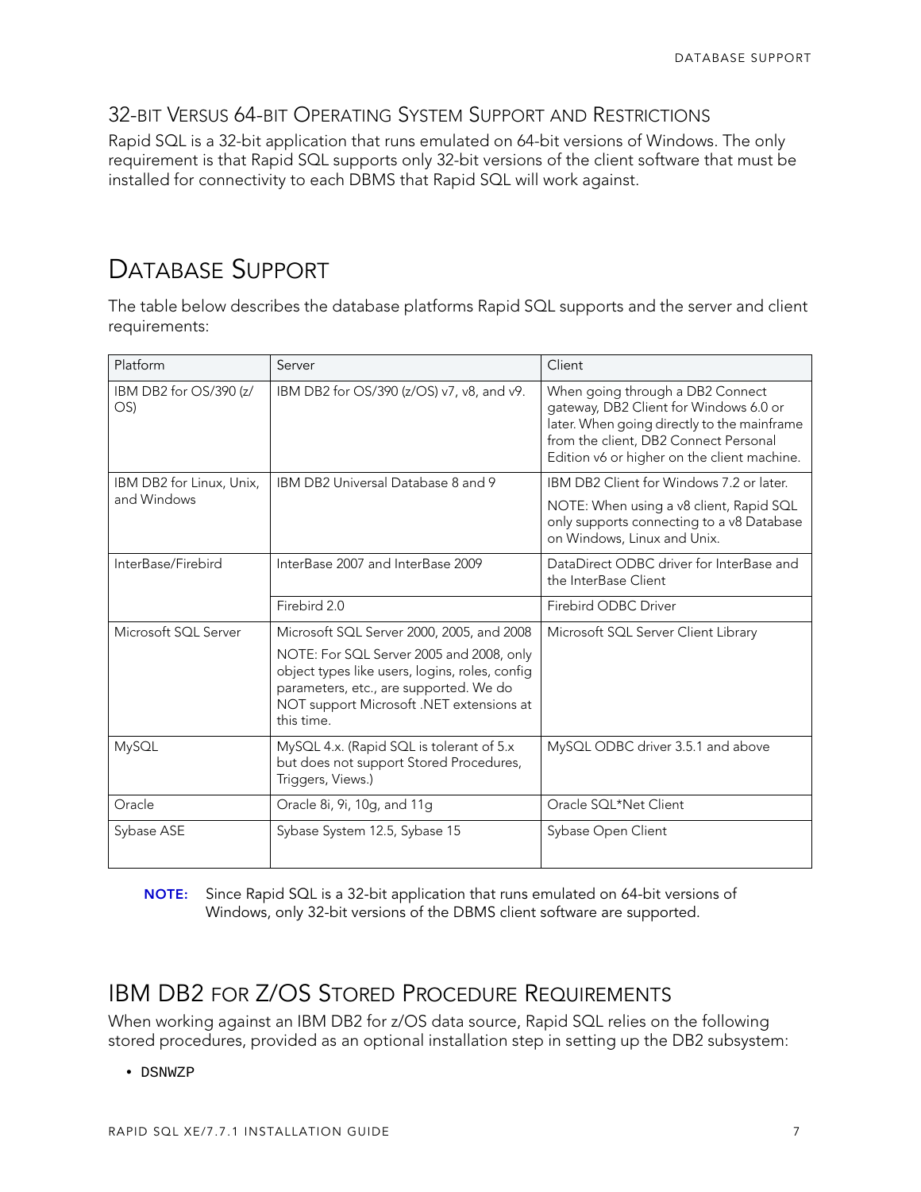### 32-bit Versus 64-bit Operating System Support and Restrictions

Rapid SQL is a 32-bit application that runs emulated on 64-bit versions of Windows. The only requirement is that Rapid SQL supports only 32-bit versions of the client software that must be installed for connectivity to each DBMS that Rapid SQL will work against.

## Database Support

The table below describes the database platforms Rapid SQL supports and the server and client requirements:

| Platform | Server | Client |
|---|---|---|
| IBM DB2 for OS/390 (z/OS) | IBM DB2 for OS/390 (z/OS) v7, v8, and v9. | When going through a DB2 Connect gateway, DB2 Client for Windows 6.0 or later. When going directly to the mainframe from the client, DB2 Connect Personal Edition v6 or higher on the client machine. |
| IBM DB2 for Linux, Unix, and Windows | IBM DB2 Universal Database 8 and 9 | IBM DB2 Client for Windows 7.2 or later.<br>NOTE: When using a v8 client, Rapid SQL only supports connecting to a v8 Database on Windows, Linux and Unix. |
| InterBase/Firebird | InterBase 2007 and InterBase 2009 | DataDirect ODBC driver for InterBase and the InterBase Client |
| | Firebird 2.0 | Firebird ODBC Driver |
| Microsoft SQL Server | Microsoft SQL Server 2000, 2005, and 2008<br>NOTE: For SQL Server 2005 and 2008, only object types like users, logins, roles, config parameters, etc., are supported. We do NOT support Microsoft .NET extensions at this time. | Microsoft SQL Server Client Library |
| MySQL | MySQL 4.x. (Rapid SQL is tolerant of 5.x but does not support Stored Procedures, Triggers, Views.) | MySQL ODBC driver 3.5.1 and above |
| Oracle | Oracle 8i, 9i, 10g, and 11g | Oracle SQL*Net Client |
| Sybase ASE | Sybase System 12.5, Sybase 15 | Sybase Open Client |

**NOTE:** Since Rapid SQL is a 32-bit application that runs emulated on 64-bit versions of Windows, only 32-bit versions of the DBMS client software are supported.

## IBM DB2 for Z/OS Stored Procedure Requirements

When working against an IBM DB2 for z/OS data source, Rapid SQL relies on the following stored procedures, provided as an optional installation step in setting up the DB2 subsystem:

- `DSNWZP`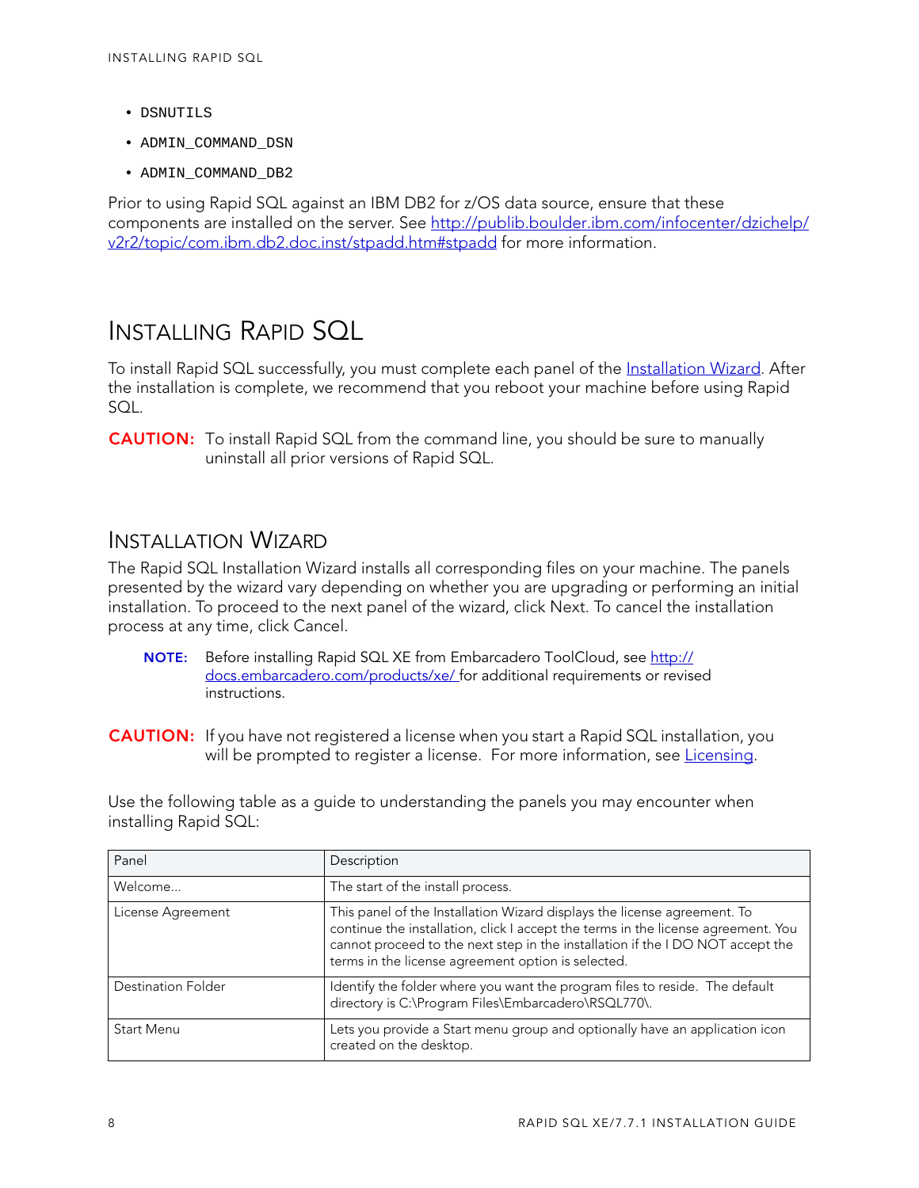- `DSNUTILS`
- `ADMIN_COMMAND_DSN`
- `ADMIN_COMMAND_DB2`

Prior to using Rapid SQL against an IBM DB2 for z/OS data source, ensure that these components are installed on the server. See [http://publib.boulder.ibm.com/infocenter/dzichelp/v2r2/topic/com.ibm.db2.doc.inst/stpadd.htm#stpadd](http://publib.boulder.ibm.com/infocenter/dzichelp/v2r2/topic/com.ibm.db2.doc.inst/stpadd.htm#stpadd) for more information.

# Installing Rapid SQL

To install Rapid SQL successfully, you must complete each panel of the Installation Wizard. After the installation is complete, we recommend that you reboot your machine before using Rapid SQL.

**CAUTION:** To install Rapid SQL from the command line, you should be sure to manually uninstall all prior versions of Rapid SQL.

## Installation Wizard

The Rapid SQL Installation Wizard installs all corresponding files on your machine. The panels presented by the wizard vary depending on whether you are upgrading or performing an initial installation. To proceed to the next panel of the wizard, click Next. To cancel the installation process at any time, click Cancel.

> **NOTE:** Before installing Rapid SQL XE from Embarcadero ToolCloud, see [http://docs.embarcadero.com/products/xe/](http://docs.embarcadero.com/products/xe/) for additional requirements or revised instructions.

**CAUTION:** If you have not registered a license when you start a Rapid SQL installation, you will be prompted to register a license. For more information, see Licensing.

Use the following table as a guide to understanding the panels you may encounter when installing Rapid SQL:

| Panel | Description |
| --- | --- |
| Welcome... | The start of the install process. |
| License Agreement | This panel of the Installation Wizard displays the license agreement. To continue the installation, click I accept the terms in the license agreement. You cannot proceed to the next step in the installation if the I DO NOT accept the terms in the license agreement option is selected. |
| Destination Folder | Identify the folder where you want the program files to reside. The default directory is C:\Program Files\Embarcadero\RSQL770\. |
| Start Menu | Lets you provide a Start menu group and optionally have an application icon created on the desktop. |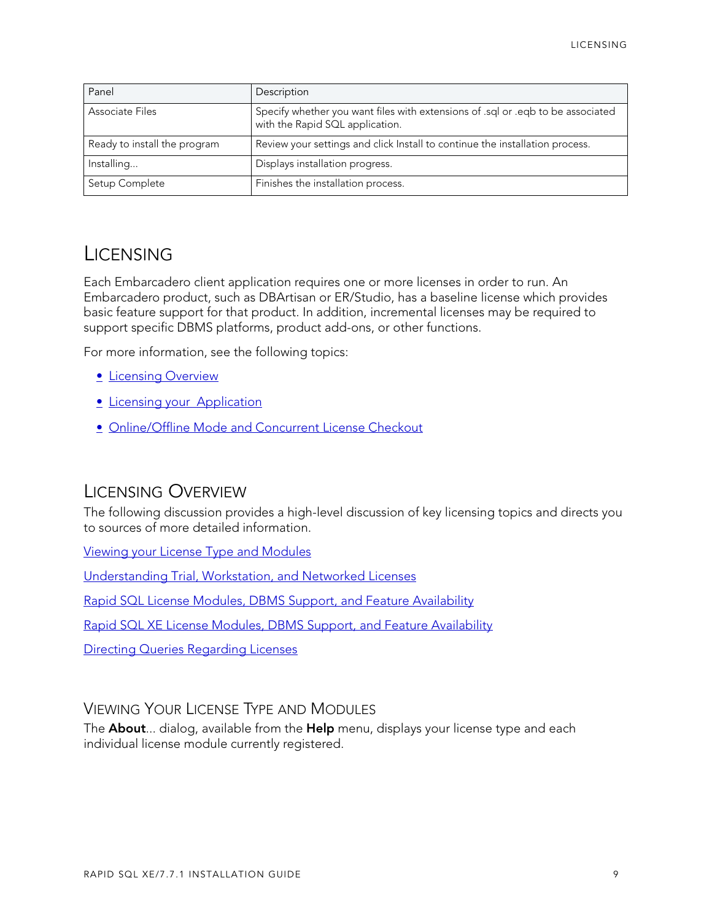| Panel | Description |
| --- | --- |
| Associate Files | Specify whether you want files with extensions of .sql or .eqb to be associated with the Rapid SQL application. |
| Ready to install the program | Review your settings and click Install to continue the installation process. |
| Installing... | Displays installation progress. |
| Setup Complete | Finishes the installation process. |

# LICENSING

Each Embarcadero client application requires one or more licenses in order to run. An Embarcadero product, such as DBArtisan or ER/Studio, has a baseline license which provides basic feature support for that product. In addition, incremental licenses may be required to support specific DBMS platforms, product add-ons, or other functions.

For more information, see the following topics:

- Licensing Overview
- Licensing your Application
- Online/Offline Mode and Concurrent License Checkout

## LICENSING OVERVIEW

The following discussion provides a high-level discussion of key licensing topics and directs you to sources of more detailed information.

Viewing your License Type and Modules

Understanding Trial, Workstation, and Networked Licenses

Rapid SQL License Modules, DBMS Support, and Feature Availability

Rapid SQL XE License Modules, DBMS Support, and Feature Availability

Directing Queries Regarding Licenses

### VIEWING YOUR LICENSE TYPE AND MODULES

The **About**... dialog, available from the **Help** menu, displays your license type and each individual license module currently registered.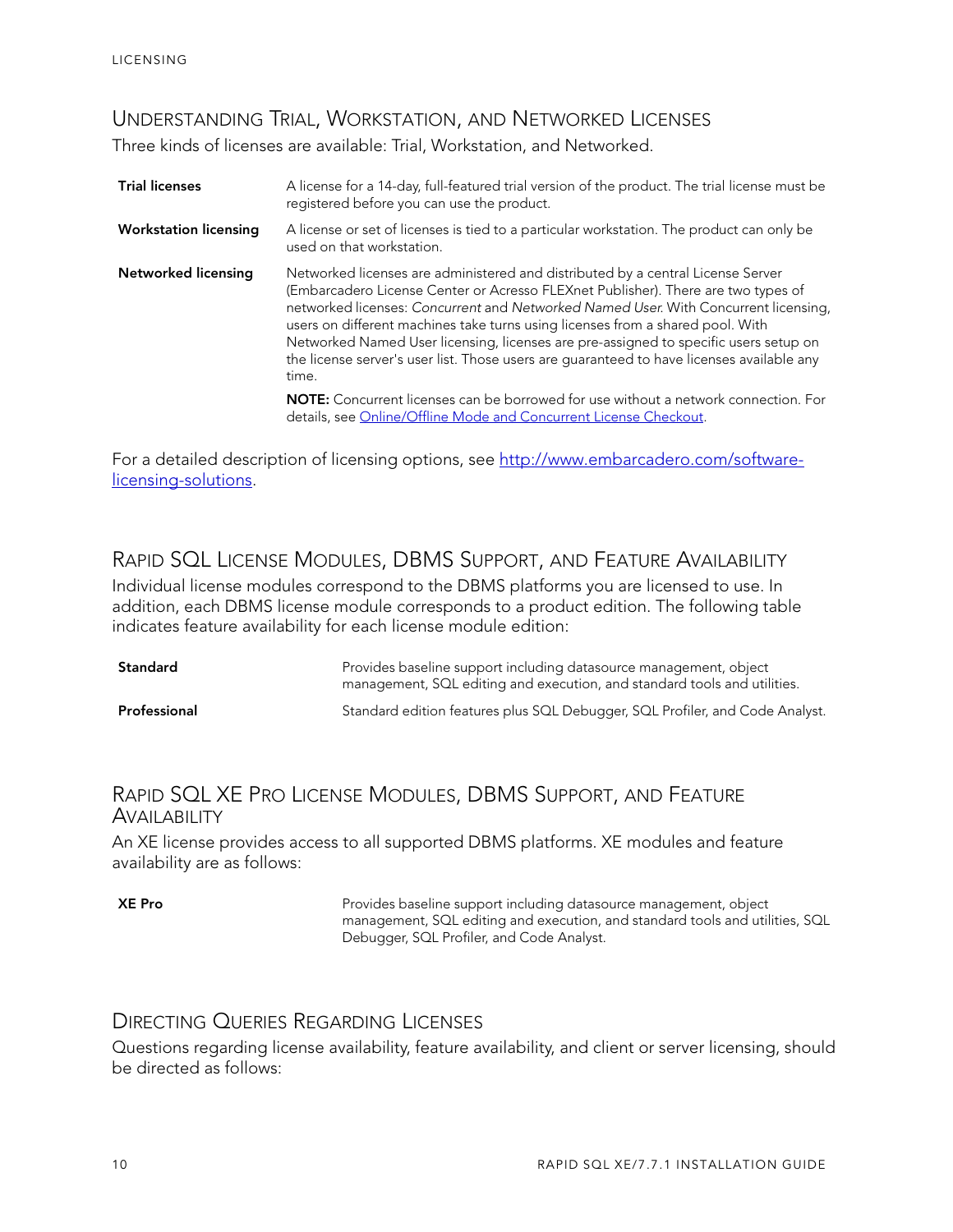## Understanding Trial, Workstation, and Networked Licenses

Three kinds of licenses are available: Trial, Workstation, and Networked.

| | |
|---|---|
| **Trial licenses** | A license for a 14-day, full-featured trial version of the product. The trial license must be registered before you can use the product. |
| **Workstation licensing** | A license or set of licenses is tied to a particular workstation. The product can only be used on that workstation. |
| **Networked licensing** | Networked licenses are administered and distributed by a central License Server (Embarcadero License Center or Acresso FLEXnet Publisher). There are two types of networked licenses: *Concurrent* and *Networked Named User.* With Concurrent licensing, users on different machines take turns using licenses from a shared pool. With Networked Named User licensing, licenses are pre-assigned to specific users setup on the license server's user list. Those users are guaranteed to have licenses available any time.<br><br>**NOTE:** Concurrent licenses can be borrowed for use without a network connection. For details, see [Online/Offline Mode and Concurrent License Checkout](). |

For a detailed description of licensing options, see [http://www.embarcadero.com/software-licensing-solutions](http://www.embarcadero.com/software-licensing-solutions).

## Rapid SQL License Modules, DBMS Support, and Feature Availability

Individual license modules correspond to the DBMS platforms you are licensed to use. In addition, each DBMS license module corresponds to a product edition. The following table indicates feature availability for each license module edition:

| | |
|---|---|
| **Standard** | Provides baseline support including datasource management, object management, SQL editing and execution, and standard tools and utilities. |
| **Professional** | Standard edition features plus SQL Debugger, SQL Profiler, and Code Analyst. |

## Rapid SQL XE Pro License Modules, DBMS Support, and Feature Availability

An XE license provides access to all supported DBMS platforms. XE modules and feature availability are as follows:

| | |
|---|---|
| **XE Pro** | Provides baseline support including datasource management, object management, SQL editing and execution, and standard tools and utilities, SQL Debugger, SQL Profiler, and Code Analyst. |

## Directing Queries Regarding Licenses

Questions regarding license availability, feature availability, and client or server licensing, should be directed as follows: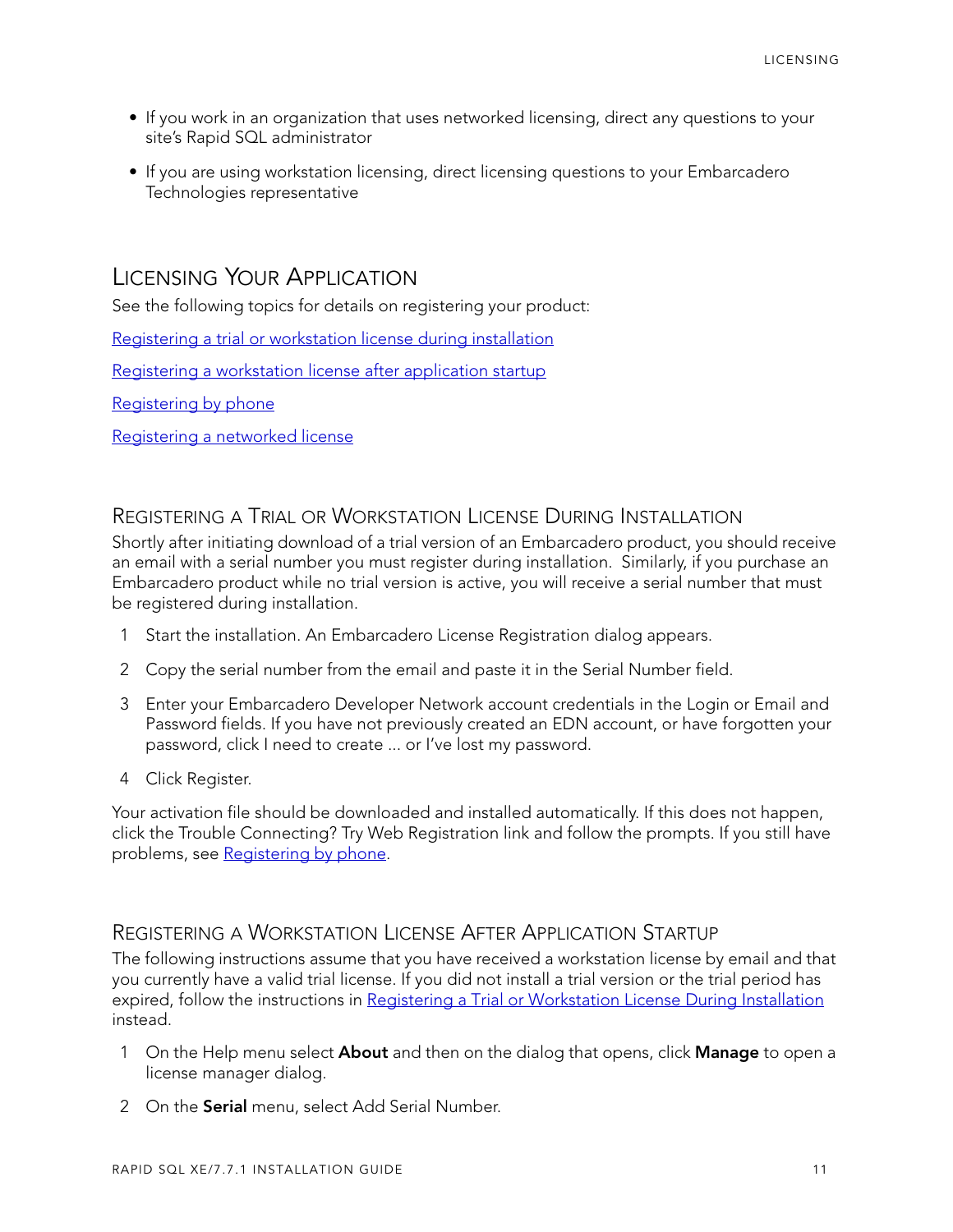- If you work in an organization that uses networked licensing, direct any questions to your site's Rapid SQL administrator
- If you are using workstation licensing, direct licensing questions to your Embarcadero Technologies representative

## Licensing Your Application

See the following topics for details on registering your product:

Registering a trial or workstation license during installation

Registering a workstation license after application startup

Registering by phone

Registering a networked license

### Registering a Trial or Workstation License During Installation

Shortly after initiating download of a trial version of an Embarcadero product, you should receive an email with a serial number you must register during installation. Similarly, if you purchase an Embarcadero product while no trial version is active, you will receive a serial number that must be registered during installation.

1. Start the installation. An Embarcadero License Registration dialog appears.
2. Copy the serial number from the email and paste it in the Serial Number field.
3. Enter your Embarcadero Developer Network account credentials in the Login or Email and Password fields. If you have not previously created an EDN account, or have forgotten your password, click I need to create ... or I've lost my password.
4. Click Register.

Your activation file should be downloaded and installed automatically. If this does not happen, click the Trouble Connecting? Try Web Registration link and follow the prompts. If you still have problems, see Registering by phone.

### Registering a Workstation License After Application Startup

The following instructions assume that you have received a workstation license by email and that you currently have a valid trial license. If you did not install a trial version or the trial period has expired, follow the instructions in Registering a Trial or Workstation License During Installation instead.

1. On the Help menu select **About** and then on the dialog that opens, click **Manage** to open a license manager dialog.
2. On the **Serial** menu, select Add Serial Number.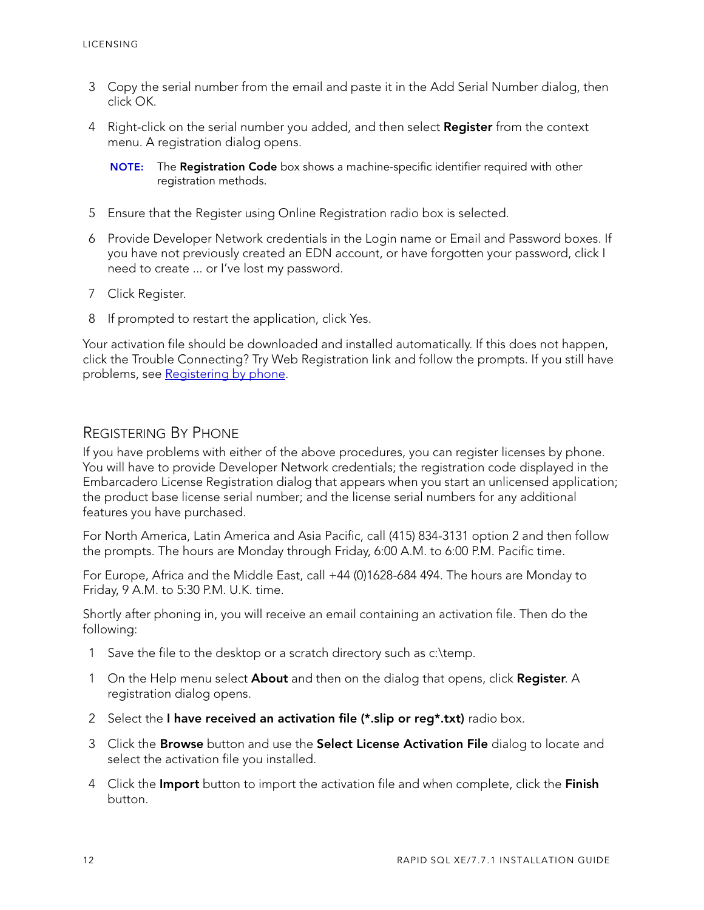3. Copy the serial number from the email and paste it in the Add Serial Number dialog, then click OK.
4. Right-click on the serial number you added, and then select **Register** from the context menu. A registration dialog opens.

   **NOTE:** The **Registration Code** box shows a machine-specific identifier required with other registration methods.

5. Ensure that the Register using Online Registration radio box is selected.
6. Provide Developer Network credentials in the Login name or Email and Password boxes. If you have not previously created an EDN account, or have forgotten your password, click I need to create ... or I've lost my password.
7. Click Register.
8. If prompted to restart the application, click Yes.

Your activation file should be downloaded and installed automatically. If this does not happen, click the Trouble Connecting? Try Web Registration link and follow the prompts. If you still have problems, see Registering by phone.

## Registering By Phone

If you have problems with either of the above procedures, you can register licenses by phone. You will have to provide Developer Network credentials; the registration code displayed in the Embarcadero License Registration dialog that appears when you start an unlicensed application; the product base license serial number; and the license serial numbers for any additional features you have purchased.

For North America, Latin America and Asia Pacific, call (415) 834-3131 option 2 and then follow the prompts. The hours are Monday through Friday, 6:00 A.M. to 6:00 P.M. Pacific time.

For Europe, Africa and the Middle East, call +44 (0)1628-684 494. The hours are Monday to Friday, 9 A.M. to 5:30 P.M. U.K. time.

Shortly after phoning in, you will receive an email containing an activation file. Then do the following:

1 Save the file to the desktop or a scratch directory such as c:\temp.

1 On the Help menu select **About** and then on the dialog that opens, click **Register**. A registration dialog opens.

2 Select the **I have received an activation file (*.slip or reg*.txt)** radio box.

3 Click the **Browse** button and use the **Select License Activation File** dialog to locate and select the activation file you installed.

4 Click the **Import** button to import the activation file and when complete, click the **Finish** button.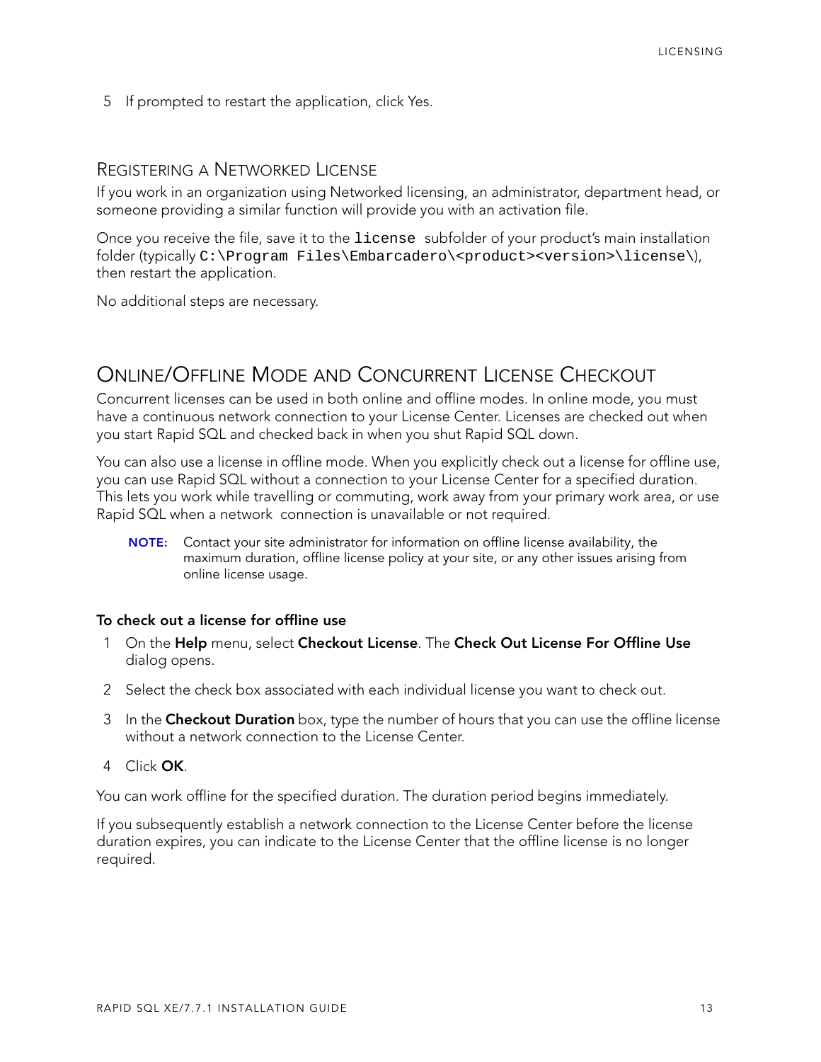5 If prompted to restart the application, click Yes.

### Registering a Networked License

If you work in an organization using Networked licensing, an administrator, department head, or someone providing a similar function will provide you with an activation file.

Once you receive the file, save it to the `license` subfolder of your product's main installation folder (typically `C:\Program Files\Embarcadero\<product><version>\license\`), then restart the application.

No additional steps are necessary.

## Online/Offline Mode and Concurrent License Checkout

Concurrent licenses can be used in both online and offline modes. In online mode, you must have a continuous network connection to your License Center. Licenses are checked out when you start Rapid SQL and checked back in when you shut Rapid SQL down.

You can also use a license in offline mode. When you explicitly check out a license for offline use, you can use Rapid SQL without a connection to your License Center for a specified duration. This lets you work while travelling or commuting, work away from your primary work area, or use Rapid SQL when a network connection is unavailable or not required.

> **NOTE:** Contact your site administrator for information on offline license availability, the maximum duration, offline license policy at your site, or any other issues arising from online license usage.

**To check out a license for offline use**

1. On the **Help** menu, select **Checkout License**. The **Check Out License For Offline Use** dialog opens.
2. Select the check box associated with each individual license you want to check out.
3. In the **Checkout Duration** box, type the number of hours that you can use the offline license without a network connection to the License Center.
4. Click **OK**.

You can work offline for the specified duration. The duration period begins immediately.

If you subsequently establish a network connection to the License Center before the license duration expires, you can indicate to the License Center that the offline license is no longer required.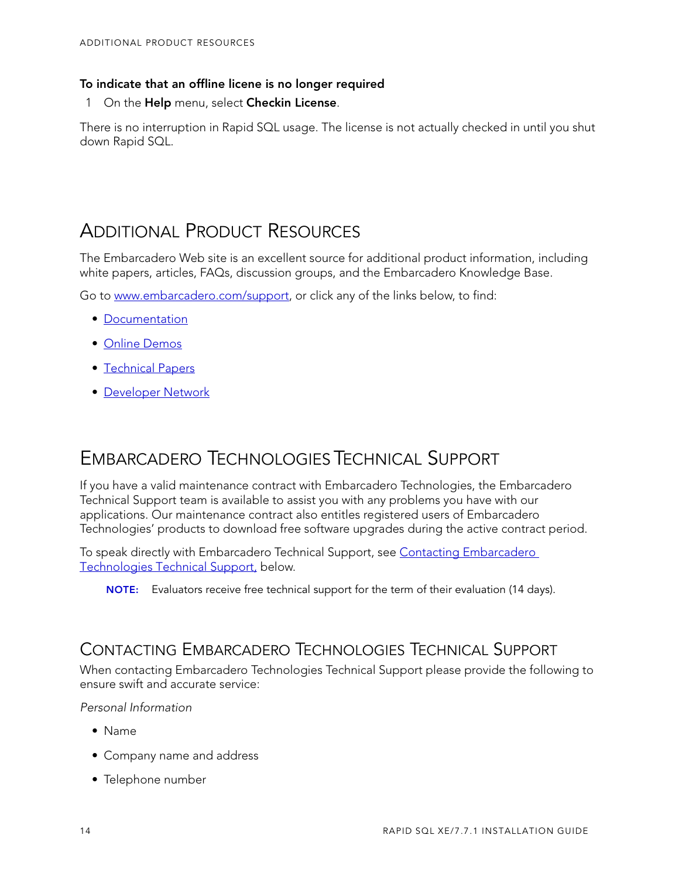#### To indicate that an offline licene is no longer required

1. On the **Help** menu, select **Checkin License**.

There is no interruption in Rapid SQL usage. The license is not actually checked in until you shut down Rapid SQL.

## Additional Product Resources

The Embarcadero Web site is an excellent source for additional product information, including white papers, articles, FAQs, discussion groups, and the Embarcadero Knowledge Base.

Go to www.embarcadero.com/support, or click any of the links below, to find:

- Documentation
- Online Demos
- Technical Papers
- Developer Network

## Embarcadero Technologies Technical Support

If you have a valid maintenance contract with Embarcadero Technologies, the Embarcadero Technical Support team is available to assist you with any problems you have with our applications. Our maintenance contract also entitles registered users of Embarcadero Technologies' products to download free software upgrades during the active contract period.

To speak directly with Embarcadero Technical Support, see Contacting Embarcadero Technologies Technical Support, below.

> **NOTE:** Evaluators receive free technical support for the term of their evaluation (14 days).

### Contacting Embarcadero Technologies Technical Support

When contacting Embarcadero Technologies Technical Support please provide the following to ensure swift and accurate service:

*Personal Information*

- Name
- Company name and address
- Telephone number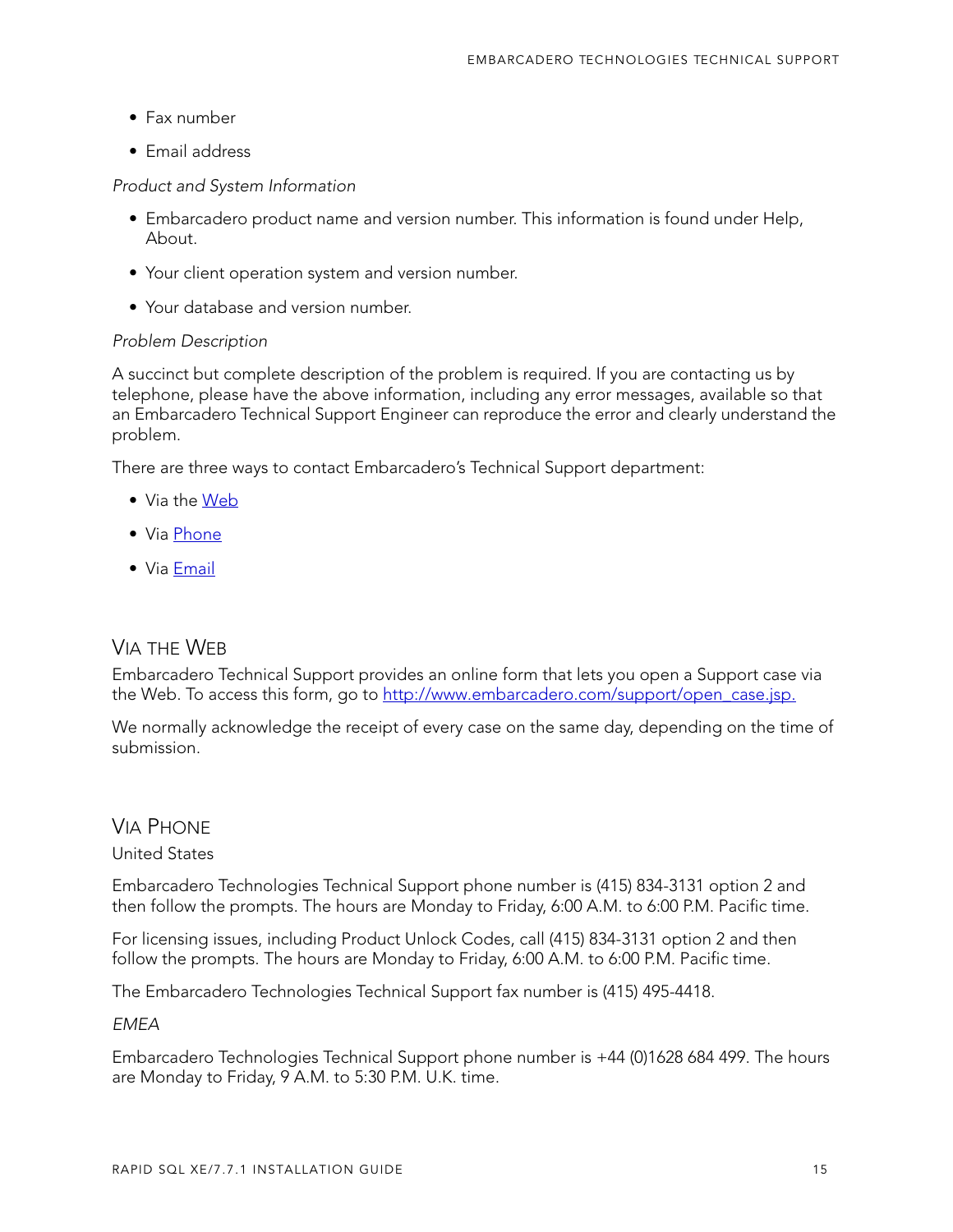- Fax number
- Email address

*Product and System Information*

- Embarcadero product name and version number. This information is found under Help, About.
- Your client operation system and version number.
- Your database and version number.

*Problem Description*

A succinct but complete description of the problem is required. If you are contacting us by telephone, please have the above information, including any error messages, available so that an Embarcadero Technical Support Engineer can reproduce the error and clearly understand the problem.

There are three ways to contact Embarcadero's Technical Support department:

- Via the [Web](#via-the-web)
- Via [Phone](#via-phone)
- Via [Email](#via-email)

## Via the Web

Embarcadero Technical Support provides an online form that lets you open a Support case via the Web. To access this form, go to [http://www.embarcadero.com/support/open_case.jsp.](http://www.embarcadero.com/support/open_case.jsp)

We normally acknowledge the receipt of every case on the same day, depending on the time of submission.

## Via Phone

United States

Embarcadero Technologies Technical Support phone number is (415) 834-3131 option 2 and then follow the prompts. The hours are Monday to Friday, 6:00 A.M. to 6:00 P.M. Pacific time.

For licensing issues, including Product Unlock Codes, call (415) 834-3131 option 2 and then follow the prompts. The hours are Monday to Friday, 6:00 A.M. to 6:00 P.M. Pacific time.

The Embarcadero Technologies Technical Support fax number is (415) 495-4418.

*EMEA*

Embarcadero Technologies Technical Support phone number is +44 (0)1628 684 499. The hours are Monday to Friday, 9 A.M. to 5:30 P.M. U.K. time.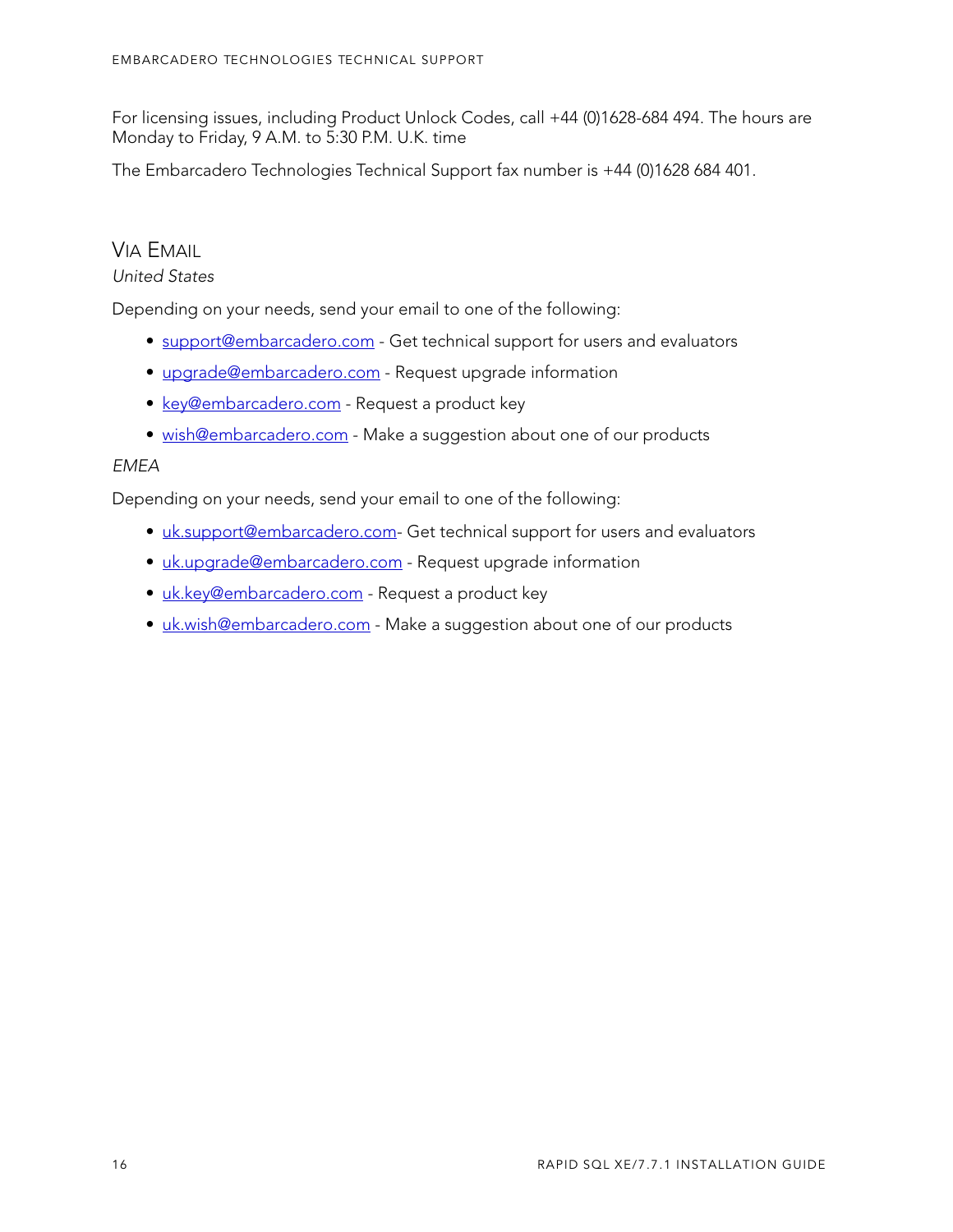For licensing issues, including Product Unlock Codes, call +44 (0)1628-684 494. The hours are Monday to Friday, 9 A.M. to 5:30 P.M. U.K. time

The Embarcadero Technologies Technical Support fax number is +44 (0)1628 684 401.

## Via Email

*United States*

Depending on your needs, send your email to one of the following:

- support@embarcadero.com - Get technical support for users and evaluators
- upgrade@embarcadero.com - Request upgrade information
- key@embarcadero.com - Request a product key
- wish@embarcadero.com - Make a suggestion about one of our products

*EMEA*

Depending on your needs, send your email to one of the following:

- uk.support@embarcadero.com- Get technical support for users and evaluators
- uk.upgrade@embarcadero.com - Request upgrade information
- uk.key@embarcadero.com - Request a product key
- uk.wish@embarcadero.com - Make a suggestion about one of our products